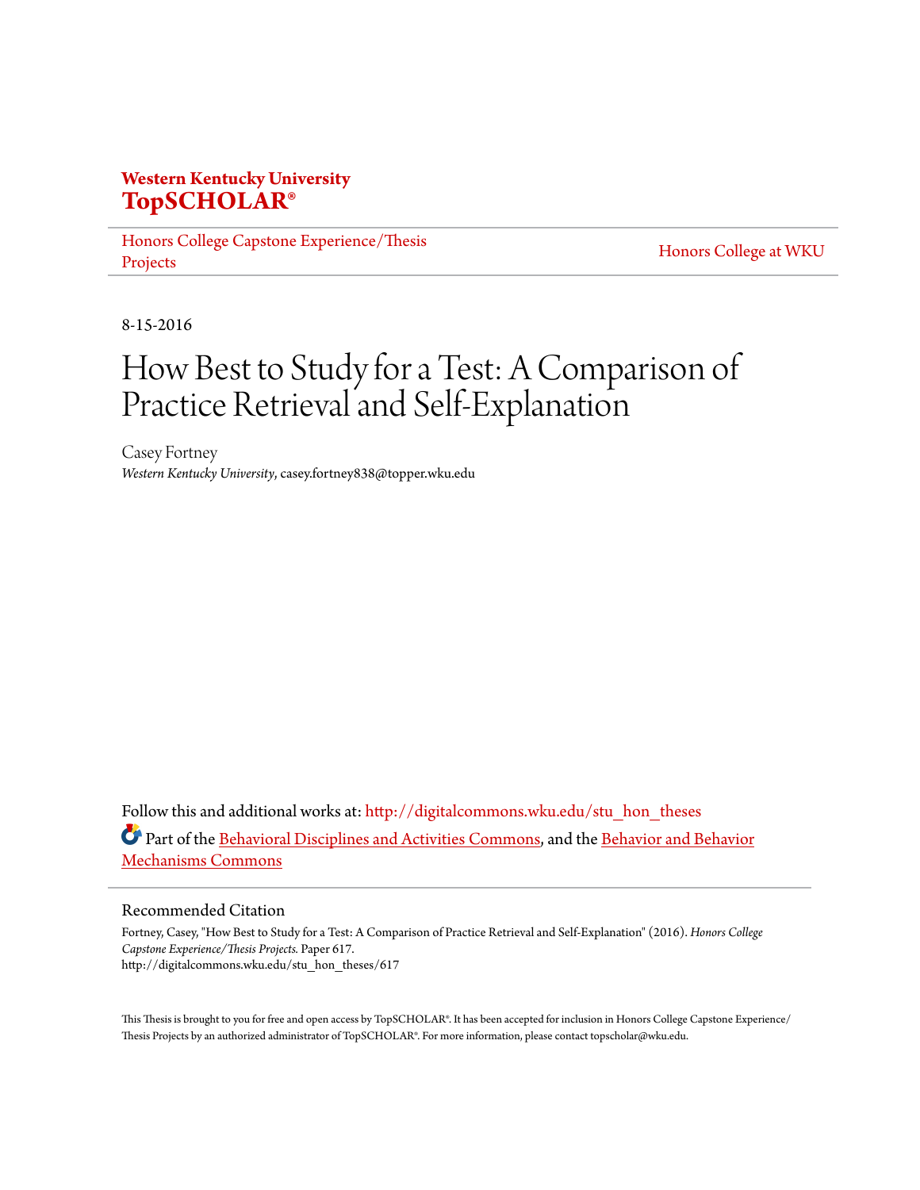**Western Kentucky University**
**TopSCHOLAR®**

Honors College Capstone Experience/Thesis Projects

Honors College at WKU

8-15-2016

# How Best to Study for a Test: A Comparison of Practice Retrieval and Self-Explanation

Casey Fortney
*Western Kentucky University*, casey.fortney838@topper.wku.edu

Follow this and additional works at: http://digitalcommons.wku.edu/stu_hon_theses

Part of the Behavioral Disciplines and Activities Commons, and the Behavior and Behavior Mechanisms Commons

## Recommended Citation

Fortney, Casey, "How Best to Study for a Test: A Comparison of Practice Retrieval and Self-Explanation" (2016). *Honors College Capstone Experience/Thesis Projects.* Paper 617.
http://digitalcommons.wku.edu/stu_hon_theses/617

This Thesis is brought to you for free and open access by TopSCHOLAR®. It has been accepted for inclusion in Honors College Capstone Experience/Thesis Projects by an authorized administrator of TopSCHOLAR®. For more information, please contact topscholar@wku.edu.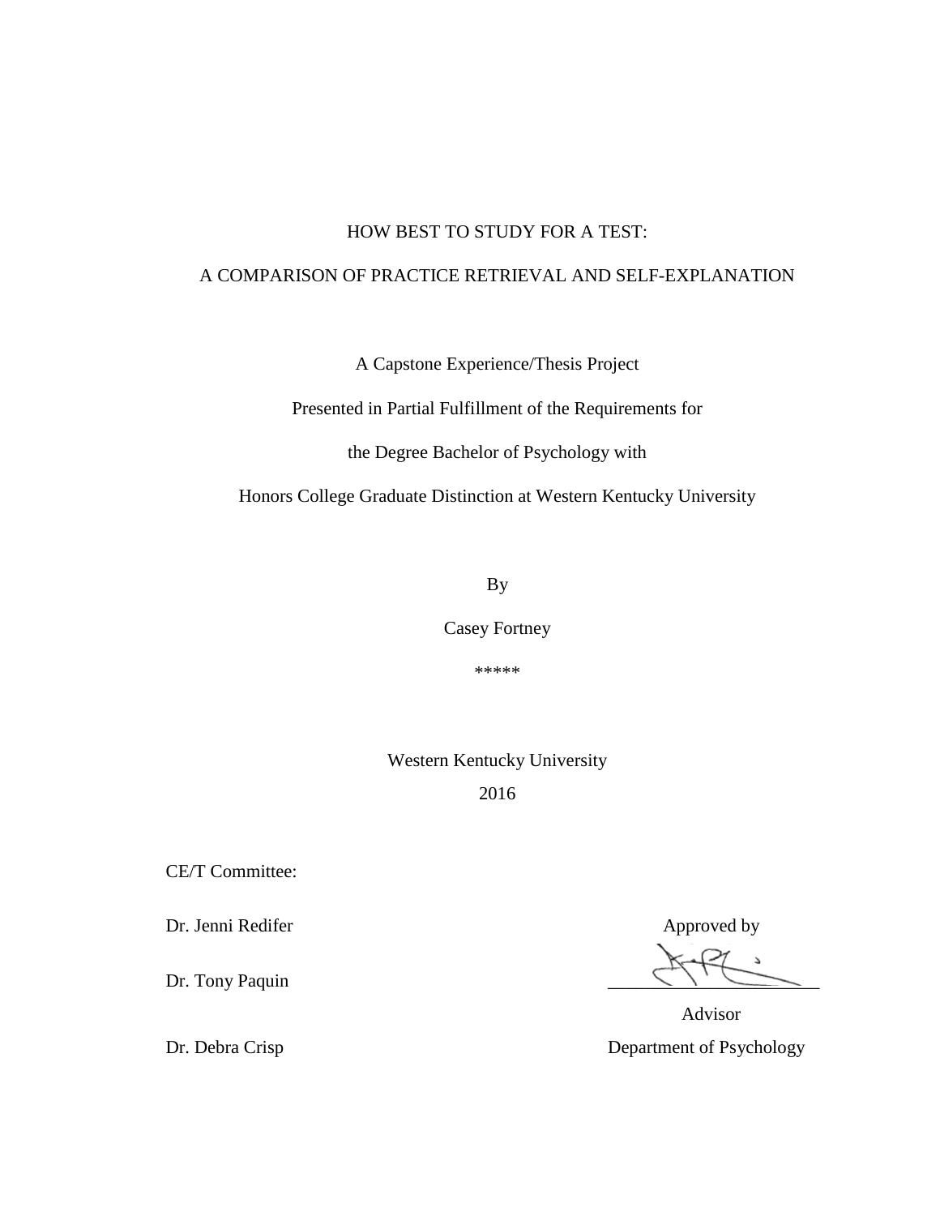# HOW BEST TO STUDY FOR A TEST:

# A COMPARISON OF PRACTICE RETRIEVAL AND SELF-EXPLANATION

A Capstone Experience/Thesis Project

Presented in Partial Fulfillment of the Requirements for

the Degree Bachelor of Psychology with

Honors College Graduate Distinction at Western Kentucky University

By

Casey Fortney

*****

Western Kentucky University

2016

CE/T Committee:

Dr. Jenni Redifer

Dr. Tony Paquin

Dr. Debra Crisp

Approved by

\_\_\_\_\_\_\_\_\_\_\_\_\_\_\_\_\_\_\_\_\_\_\_\_

Advisor

Department of Psychology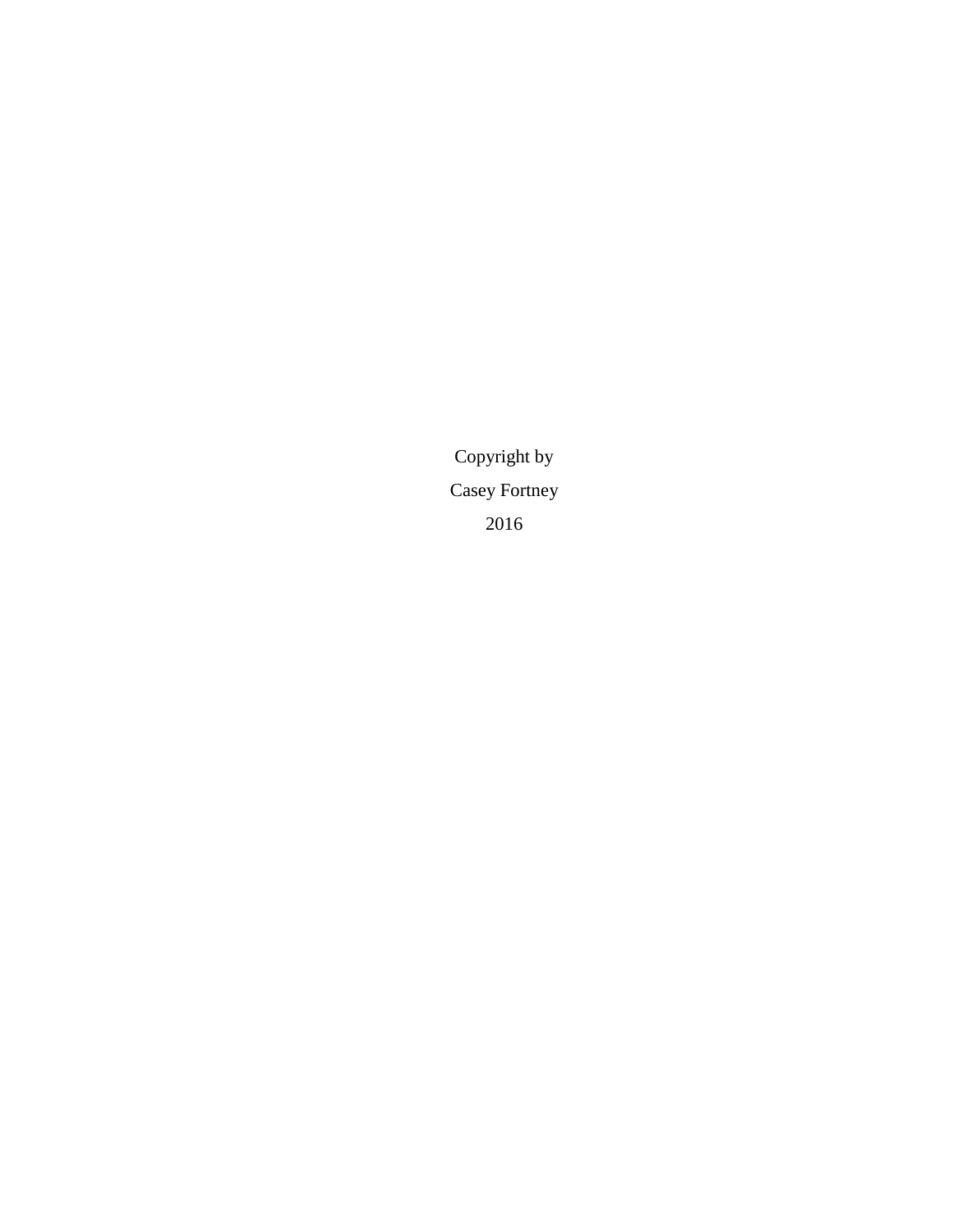Copyright by

Casey Fortney

2016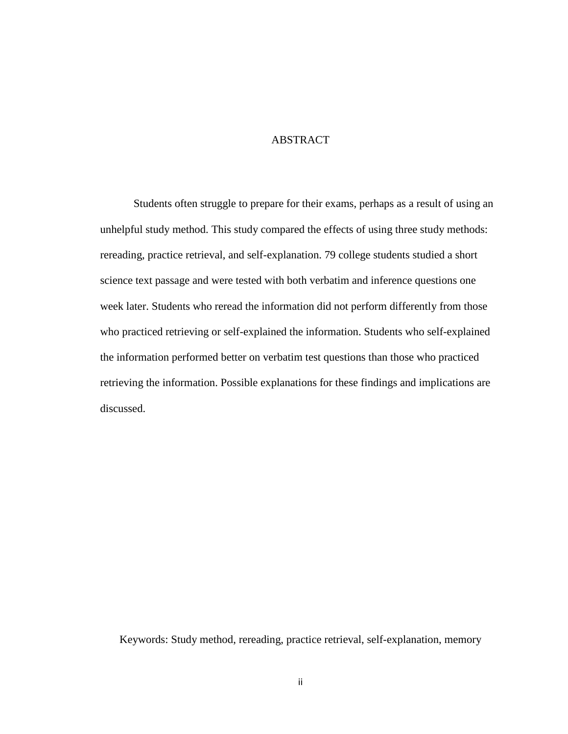# ABSTRACT

Students often struggle to prepare for their exams, perhaps as a result of using an unhelpful study method. This study compared the effects of using three study methods: rereading, practice retrieval, and self-explanation. 79 college students studied a short science text passage and were tested with both verbatim and inference questions one week later. Students who reread the information did not perform differently from those who practiced retrieving or self-explained the information. Students who self-explained the information performed better on verbatim test questions than those who practiced retrieving the information. Possible explanations for these findings and implications are discussed.

Keywords: Study method, rereading, practice retrieval, self-explanation, memory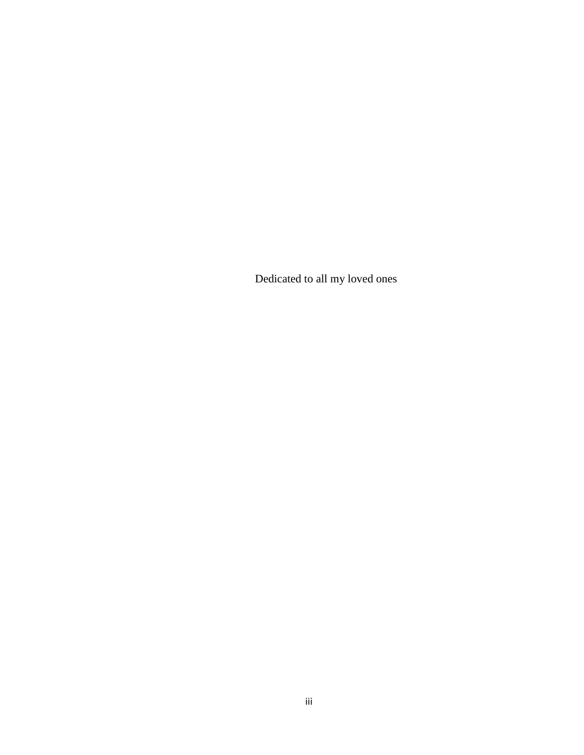Dedicated to all my loved ones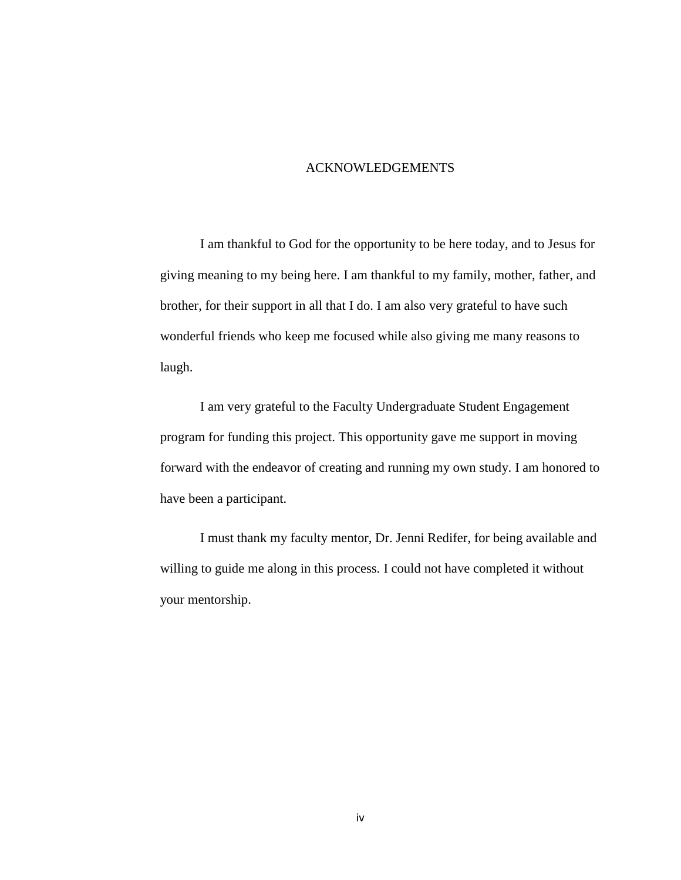# ACKNOWLEDGEMENTS

I am thankful to God for the opportunity to be here today, and to Jesus for giving meaning to my being here. I am thankful to my family, mother, father, and brother, for their support in all that I do. I am also very grateful to have such wonderful friends who keep me focused while also giving me many reasons to laugh.

I am very grateful to the Faculty Undergraduate Student Engagement program for funding this project. This opportunity gave me support in moving forward with the endeavor of creating and running my own study. I am honored to have been a participant.

I must thank my faculty mentor, Dr. Jenni Redifer, for being available and willing to guide me along in this process. I could not have completed it without your mentorship.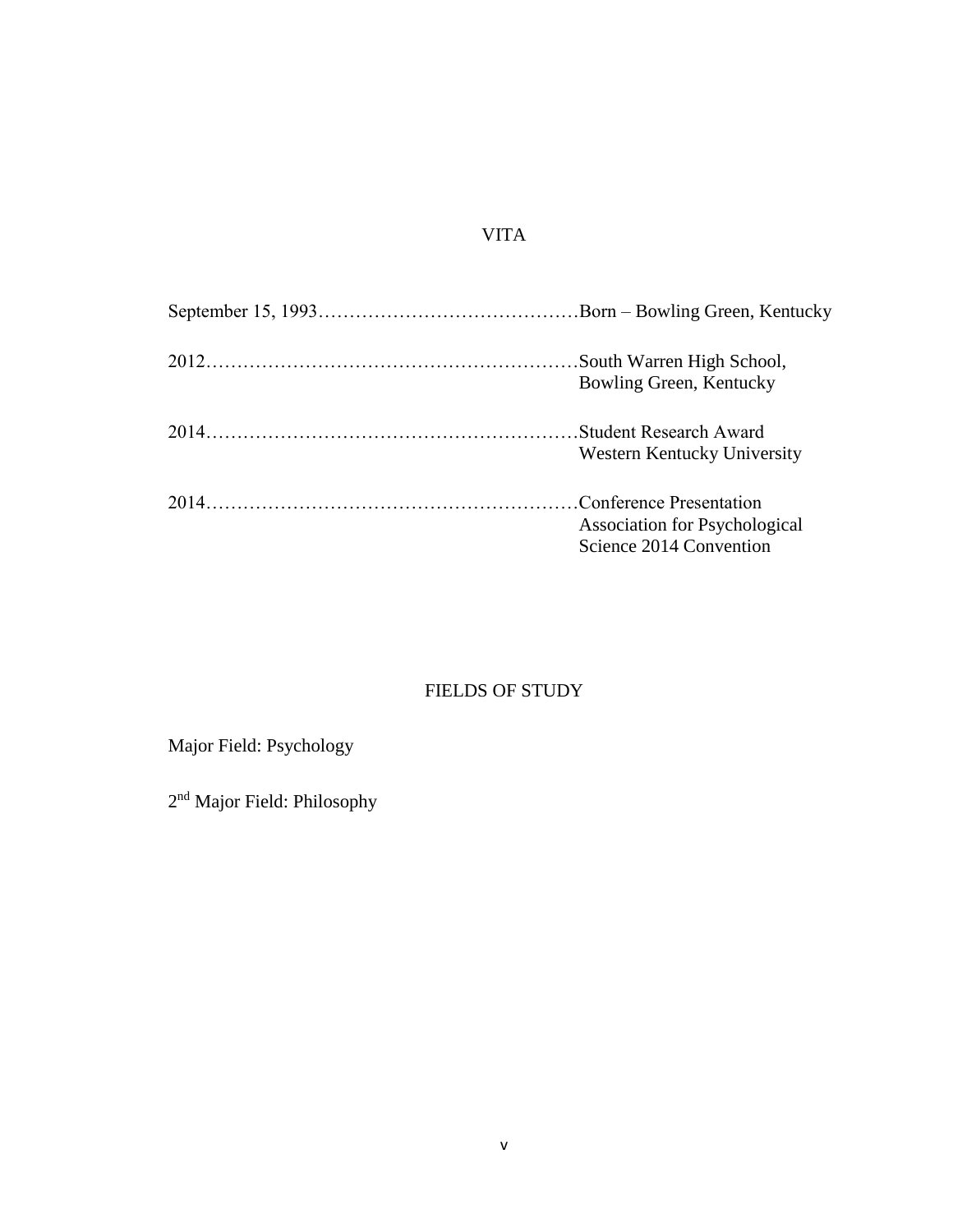# VITA

September 15, 1993……………………………………Born – Bowling Green, Kentucky

2012……………………………………………………South Warren High School,
Bowling Green, Kentucky

2014……………………………………………………Student Research Award
Western Kentucky University

2014……………………………………………………Conference Presentation
Association for Psychological
Science 2014 Convention

# FIELDS OF STUDY

Major Field: Psychology

2nd Major Field: Philosophy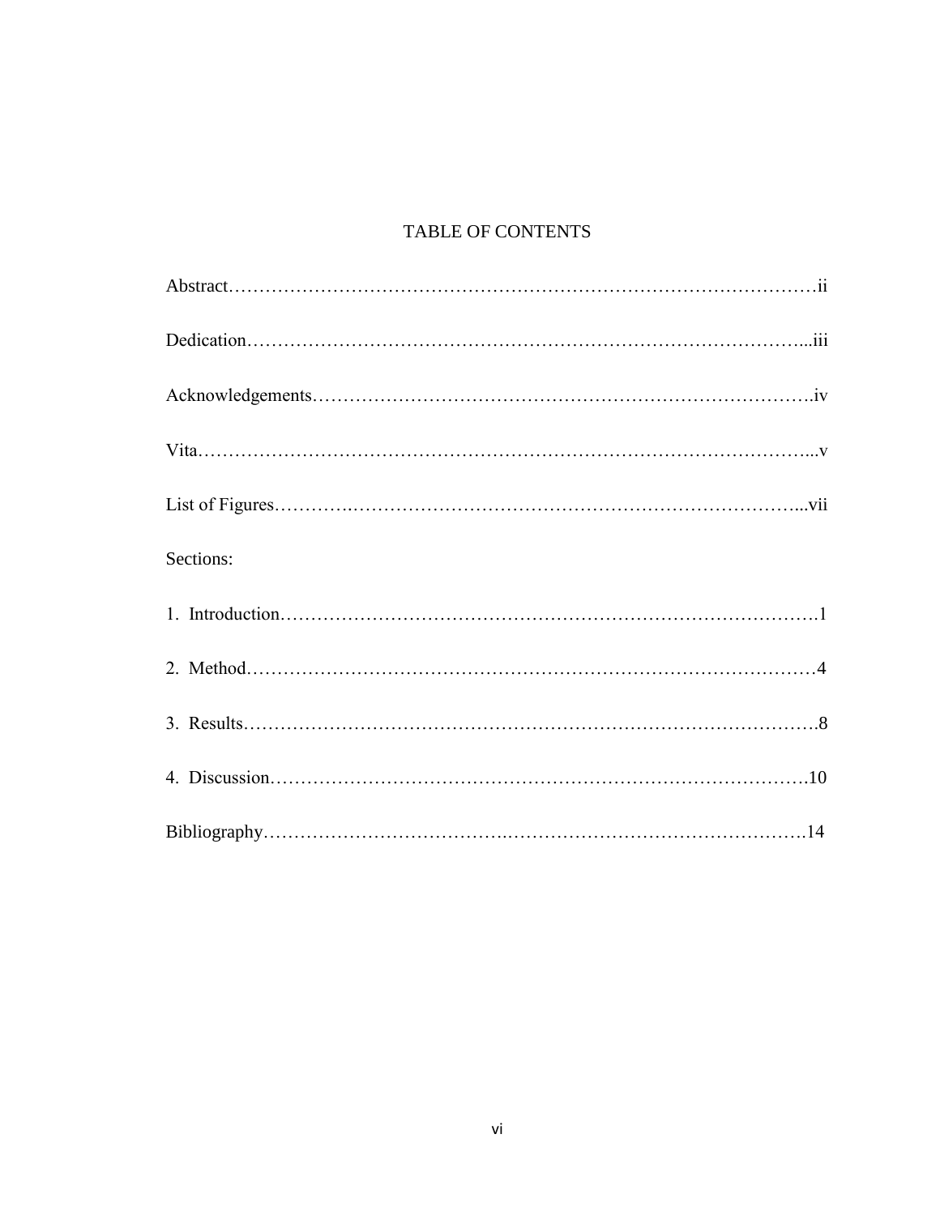# TABLE OF CONTENTS

Abstract……………………………………………………………………………………ii

Dedication………………………………………………………………………………...iii

Acknowledgements……………………………………………………………………….iv

Vita………………………………………………………………………………………...v

List of Figures……………………………………………………………………………...vii

Sections:

1. Introduction……………………………………………………………………….1
2. Method……………………………………………………………………………4
3. Results…………………………………………………………………………….8
4. Discussion……………………………………………………………………….10

Bibliography…………………………………………………………………………….14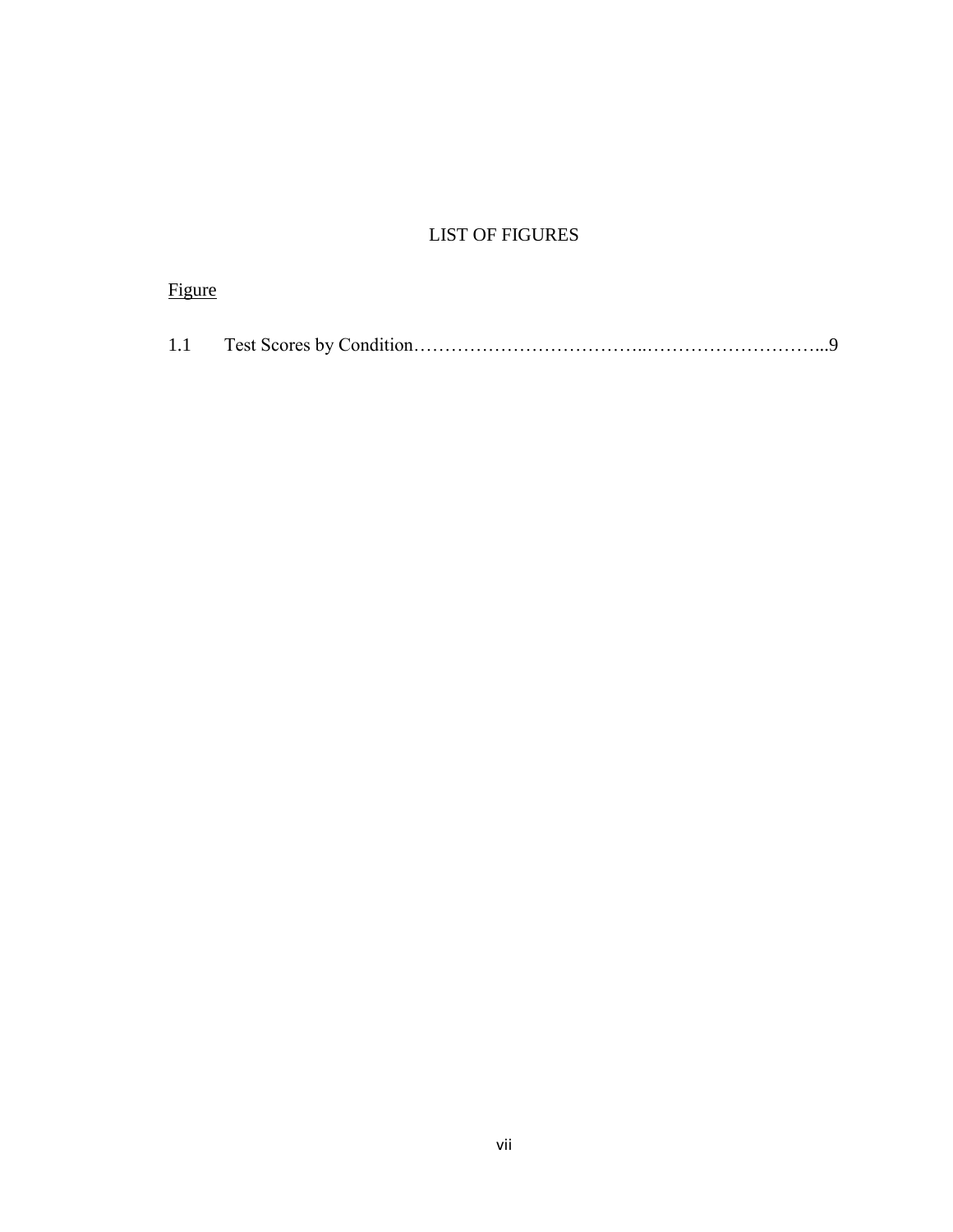# LIST OF FIGURES

<u>Figure</u>

1.1 Test Scores by Condition……………………………..………………………...9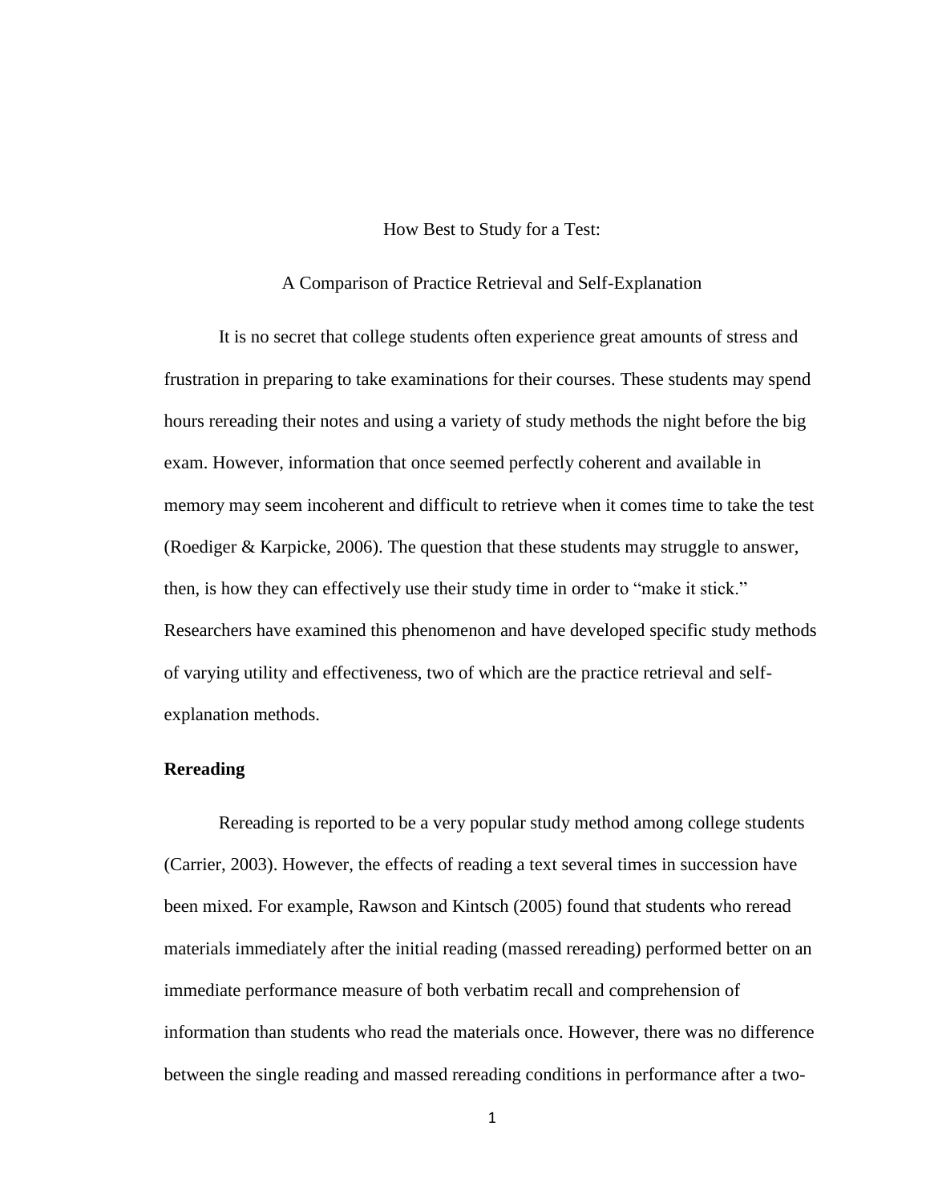How Best to Study for a Test:

A Comparison of Practice Retrieval and Self-Explanation

It is no secret that college students often experience great amounts of stress and frustration in preparing to take examinations for their courses. These students may spend hours rereading their notes and using a variety of study methods the night before the big exam. However, information that once seemed perfectly coherent and available in memory may seem incoherent and difficult to retrieve when it comes time to take the test (Roediger & Karpicke, 2006). The question that these students may struggle to answer, then, is how they can effectively use their study time in order to "make it stick." Researchers have examined this phenomenon and have developed specific study methods of varying utility and effectiveness, two of which are the practice retrieval and self-explanation methods.

## Rereading

Rereading is reported to be a very popular study method among college students (Carrier, 2003). However, the effects of reading a text several times in succession have been mixed. For example, Rawson and Kintsch (2005) found that students who reread materials immediately after the initial reading (massed rereading) performed better on an immediate performance measure of both verbatim recall and comprehension of information than students who read the materials once. However, there was no difference between the single reading and massed rereading conditions in performance after a two-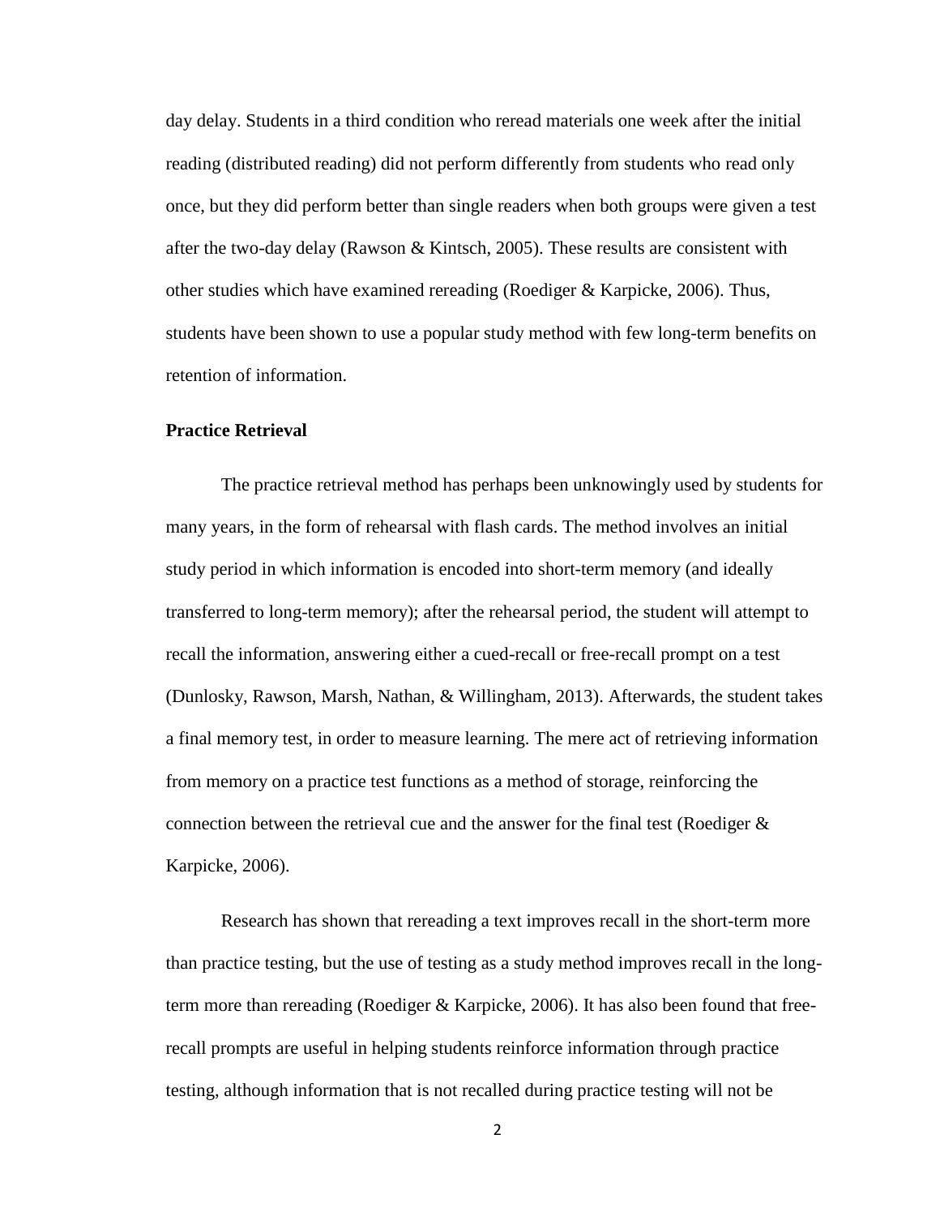day delay. Students in a third condition who reread materials one week after the initial reading (distributed reading) did not perform differently from students who read only once, but they did perform better than single readers when both groups were given a test after the two-day delay (Rawson & Kintsch, 2005). These results are consistent with other studies which have examined rereading (Roediger & Karpicke, 2006). Thus, students have been shown to use a popular study method with few long-term benefits on retention of information.

**Practice Retrieval**

The practice retrieval method has perhaps been unknowingly used by students for many years, in the form of rehearsal with flash cards. The method involves an initial study period in which information is encoded into short-term memory (and ideally transferred to long-term memory); after the rehearsal period, the student will attempt to recall the information, answering either a cued-recall or free-recall prompt on a test (Dunlosky, Rawson, Marsh, Nathan, & Willingham, 2013). Afterwards, the student takes a final memory test, in order to measure learning. The mere act of retrieving information from memory on a practice test functions as a method of storage, reinforcing the connection between the retrieval cue and the answer for the final test (Roediger & Karpicke, 2006).

Research has shown that rereading a text improves recall in the short-term more than practice testing, but the use of testing as a study method improves recall in the long-term more than rereading (Roediger & Karpicke, 2006). It has also been found that free-recall prompts are useful in helping students reinforce information through practice testing, although information that is not recalled during practice testing will not be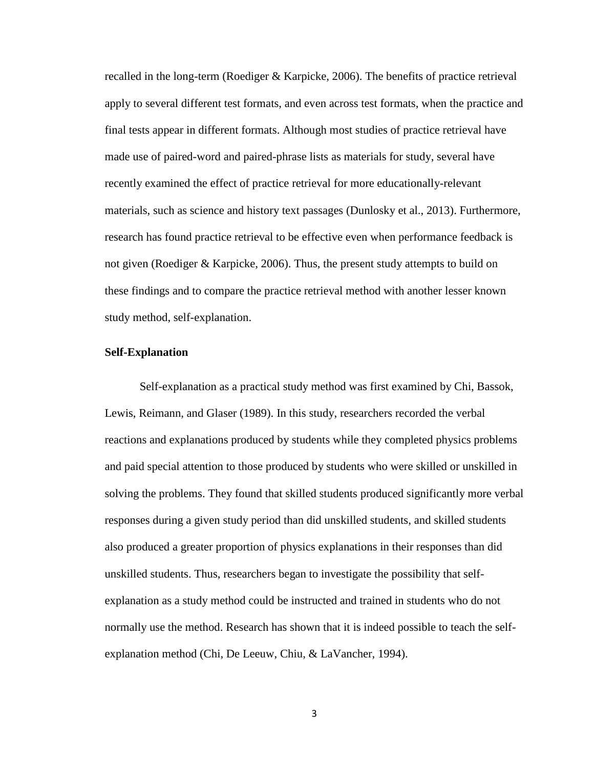recalled in the long-term (Roediger & Karpicke, 2006). The benefits of practice retrieval apply to several different test formats, and even across test formats, when the practice and final tests appear in different formats. Although most studies of practice retrieval have made use of paired-word and paired-phrase lists as materials for study, several have recently examined the effect of practice retrieval for more educationally-relevant materials, such as science and history text passages (Dunlosky et al., 2013). Furthermore, research has found practice retrieval to be effective even when performance feedback is not given (Roediger & Karpicke, 2006). Thus, the present study attempts to build on these findings and to compare the practice retrieval method with another lesser known study method, self-explanation.

**Self-Explanation**

Self-explanation as a practical study method was first examined by Chi, Bassok, Lewis, Reimann, and Glaser (1989). In this study, researchers recorded the verbal reactions and explanations produced by students while they completed physics problems and paid special attention to those produced by students who were skilled or unskilled in solving the problems. They found that skilled students produced significantly more verbal responses during a given study period than did unskilled students, and skilled students also produced a greater proportion of physics explanations in their responses than did unskilled students. Thus, researchers began to investigate the possibility that self-explanation as a study method could be instructed and trained in students who do not normally use the method. Research has shown that it is indeed possible to teach the self-explanation method (Chi, De Leeuw, Chiu, & LaVancher, 1994).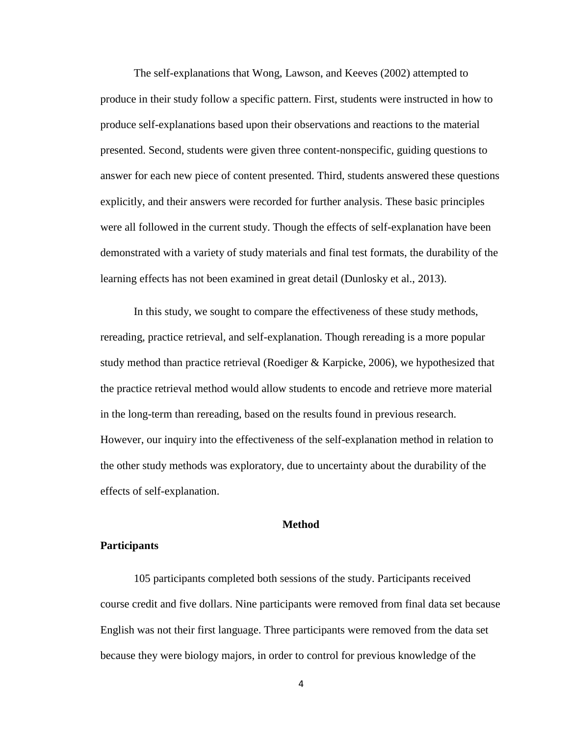The self-explanations that Wong, Lawson, and Keeves (2002) attempted to produce in their study follow a specific pattern. First, students were instructed in how to produce self-explanations based upon their observations and reactions to the material presented. Second, students were given three content-nonspecific, guiding questions to answer for each new piece of content presented. Third, students answered these questions explicitly, and their answers were recorded for further analysis. These basic principles were all followed in the current study. Though the effects of self-explanation have been demonstrated with a variety of study materials and final test formats, the durability of the learning effects has not been examined in great detail (Dunlosky et al., 2013).

In this study, we sought to compare the effectiveness of these study methods, rereading, practice retrieval, and self-explanation. Though rereading is a more popular study method than practice retrieval (Roediger & Karpicke, 2006), we hypothesized that the practice retrieval method would allow students to encode and retrieve more material in the long-term than rereading, based on the results found in previous research. However, our inquiry into the effectiveness of the self-explanation method in relation to the other study methods was exploratory, due to uncertainty about the durability of the effects of self-explanation.

## Method

### Participants

105 participants completed both sessions of the study. Participants received course credit and five dollars. Nine participants were removed from final data set because English was not their first language. Three participants were removed from the data set because they were biology majors, in order to control for previous knowledge of the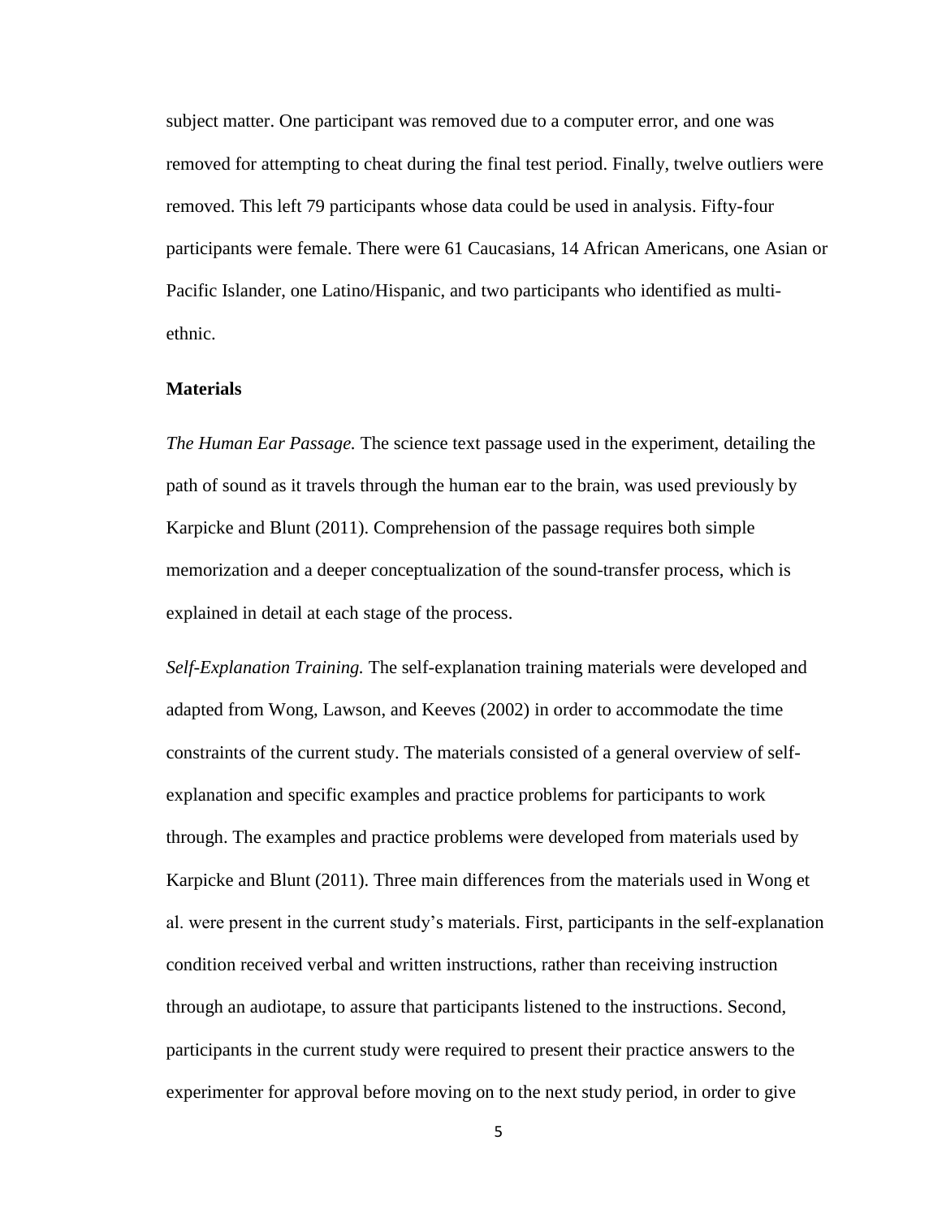subject matter. One participant was removed due to a computer error, and one was removed for attempting to cheat during the final test period. Finally, twelve outliers were removed. This left 79 participants whose data could be used in analysis. Fifty-four participants were female. There were 61 Caucasians, 14 African Americans, one Asian or Pacific Islander, one Latino/Hispanic, and two participants who identified as multi-ethnic.

### Materials

*The Human Ear Passage.* The science text passage used in the experiment, detailing the path of sound as it travels through the human ear to the brain, was used previously by Karpicke and Blunt (2011). Comprehension of the passage requires both simple memorization and a deeper conceptualization of the sound-transfer process, which is explained in detail at each stage of the process.

*Self-Explanation Training.* The self-explanation training materials were developed and adapted from Wong, Lawson, and Keeves (2002) in order to accommodate the time constraints of the current study. The materials consisted of a general overview of self-explanation and specific examples and practice problems for participants to work through. The examples and practice problems were developed from materials used by Karpicke and Blunt (2011). Three main differences from the materials used in Wong et al. were present in the current study's materials. First, participants in the self-explanation condition received verbal and written instructions, rather than receiving instruction through an audiotape, to assure that participants listened to the instructions. Second, participants in the current study were required to present their practice answers to the experimenter for approval before moving on to the next study period, in order to give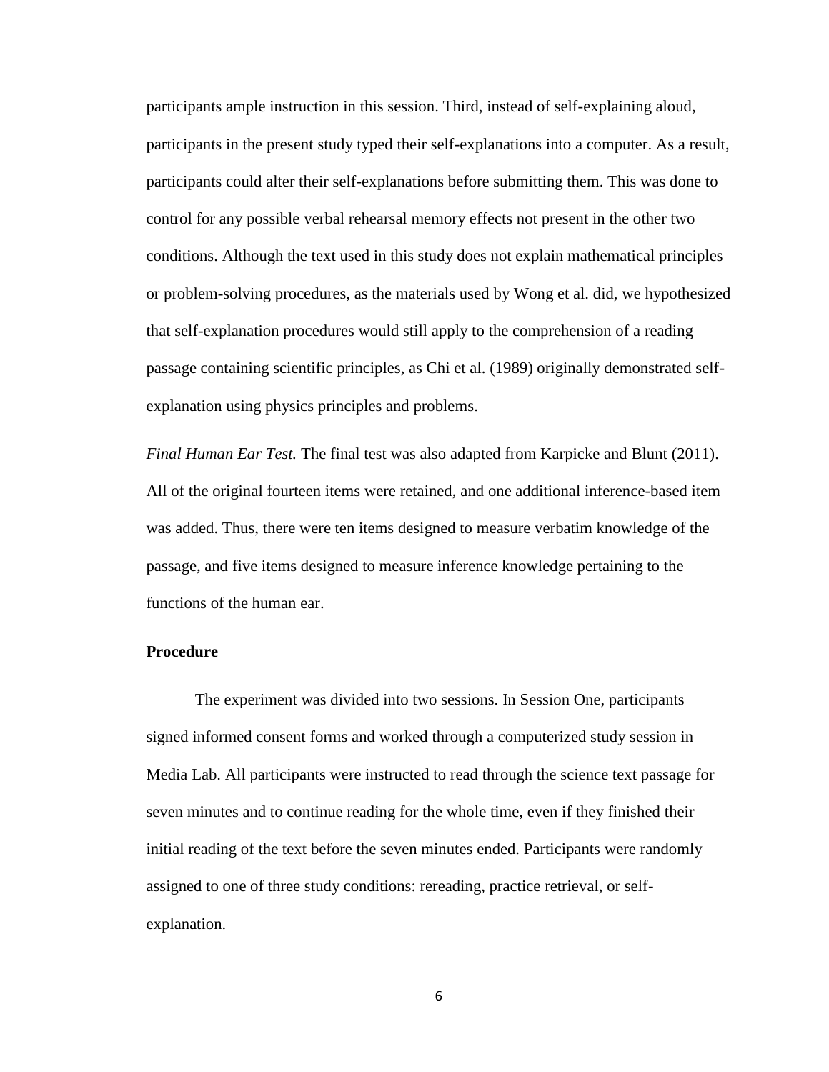participants ample instruction in this session. Third, instead of self-explaining aloud, participants in the present study typed their self-explanations into a computer. As a result, participants could alter their self-explanations before submitting them. This was done to control for any possible verbal rehearsal memory effects not present in the other two conditions. Although the text used in this study does not explain mathematical principles or problem-solving procedures, as the materials used by Wong et al. did, we hypothesized that self-explanation procedures would still apply to the comprehension of a reading passage containing scientific principles, as Chi et al. (1989) originally demonstrated self-explanation using physics principles and problems.

*Final Human Ear Test.* The final test was also adapted from Karpicke and Blunt (2011). All of the original fourteen items were retained, and one additional inference-based item was added. Thus, there were ten items designed to measure verbatim knowledge of the passage, and five items designed to measure inference knowledge pertaining to the functions of the human ear.

**Procedure**

The experiment was divided into two sessions. In Session One, participants signed informed consent forms and worked through a computerized study session in Media Lab. All participants were instructed to read through the science text passage for seven minutes and to continue reading for the whole time, even if they finished their initial reading of the text before the seven minutes ended. Participants were randomly assigned to one of three study conditions: rereading, practice retrieval, or self-explanation.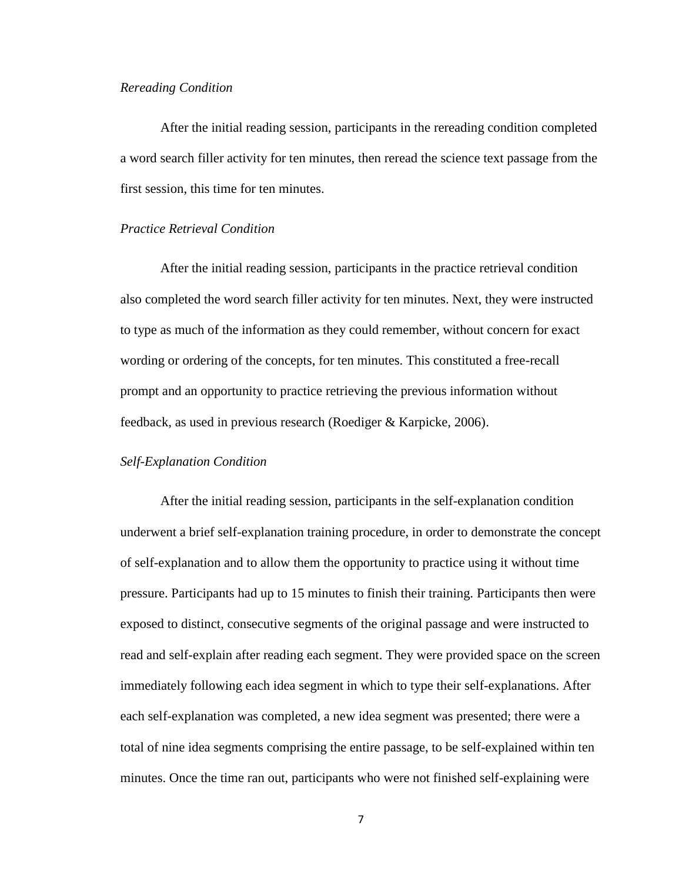*Rereading Condition*

After the initial reading session, participants in the rereading condition completed a word search filler activity for ten minutes, then reread the science text passage from the first session, this time for ten minutes.

*Practice Retrieval Condition*

After the initial reading session, participants in the practice retrieval condition also completed the word search filler activity for ten minutes. Next, they were instructed to type as much of the information as they could remember, without concern for exact wording or ordering of the concepts, for ten minutes. This constituted a free-recall prompt and an opportunity to practice retrieving the previous information without feedback, as used in previous research (Roediger & Karpicke, 2006).

*Self-Explanation Condition*

After the initial reading session, participants in the self-explanation condition underwent a brief self-explanation training procedure, in order to demonstrate the concept of self-explanation and to allow them the opportunity to practice using it without time pressure. Participants had up to 15 minutes to finish their training. Participants then were exposed to distinct, consecutive segments of the original passage and were instructed to read and self-explain after reading each segment. They were provided space on the screen immediately following each idea segment in which to type their self-explanations. After each self-explanation was completed, a new idea segment was presented; there were a total of nine idea segments comprising the entire passage, to be self-explained within ten minutes. Once the time ran out, participants who were not finished self-explaining were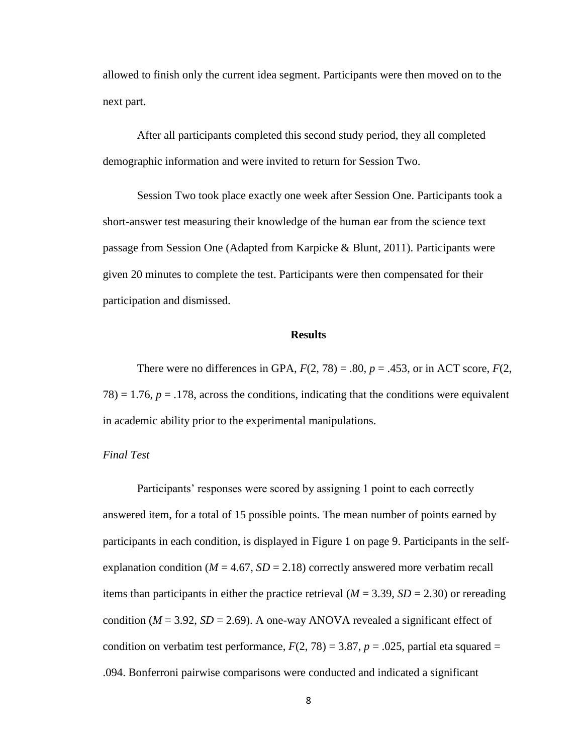allowed to finish only the current idea segment. Participants were then moved on to the next part.

After all participants completed this second study period, they all completed demographic information and were invited to return for Session Two.

Session Two took place exactly one week after Session One. Participants took a short-answer test measuring their knowledge of the human ear from the science text passage from Session One (Adapted from Karpicke & Blunt, 2011). Participants were given 20 minutes to complete the test. Participants were then compensated for their participation and dismissed.

## Results

There were no differences in GPA, $F(2, 78) = .80$, $p = .453$, or in ACT score, $F(2, 78) = 1.76$, $p = .178$, across the conditions, indicating that the conditions were equivalent in academic ability prior to the experimental manipulations.

### *Final Test*

Participants' responses were scored by assigning 1 point to each correctly answered item, for a total of 15 possible points. The mean number of points earned by participants in each condition, is displayed in Figure 1 on page 9. Participants in the self-explanation condition ($M = 4.67$, $SD = 2.18$) correctly answered more verbatim recall items than participants in either the practice retrieval ($M = 3.39$, $SD = 2.30$) or rereading condition ($M = 3.92$, $SD = 2.69$). A one-way ANOVA revealed a significant effect of condition on verbatim test performance, $F(2, 78) = 3.87$, $p = .025$, partial eta squared = .094. Bonferroni pairwise comparisons were conducted and indicated a significant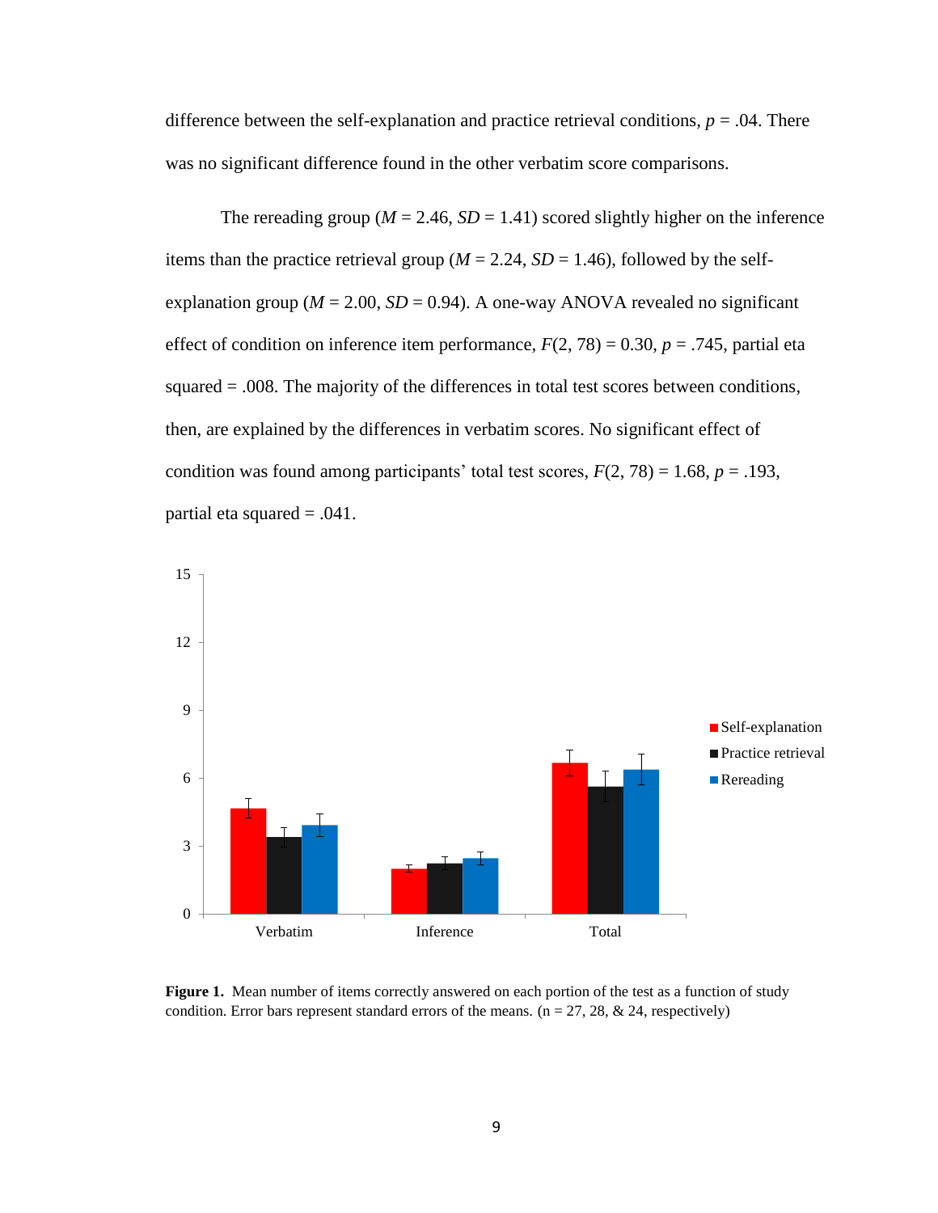difference between the self-explanation and practice retrieval conditions, $p = .04$. There was no significant difference found in the other verbatim score comparisons.

The rereading group ($M = 2.46$, $SD = 1.41$) scored slightly higher on the inference items than the practice retrieval group ($M = 2.24$, $SD = 1.46$), followed by the self-explanation group ($M = 2.00$, $SD = 0.94$). A one-way ANOVA revealed no significant effect of condition on inference item performance, $F(2, 78) = 0.30$, $p = .745$, partial eta squared = .008. The majority of the differences in total test scores between conditions, then, are explained by the differences in verbatim scores. No significant effect of condition was found among participants' total test scores, $F(2, 78) = 1.68$, $p = .193$, partial eta squared = .041.

**Figure 1.** Mean number of items correctly answered on each portion of the test as a function of study condition. Error bars represent standard errors of the means. (n = 27, 28, & 24, respectively)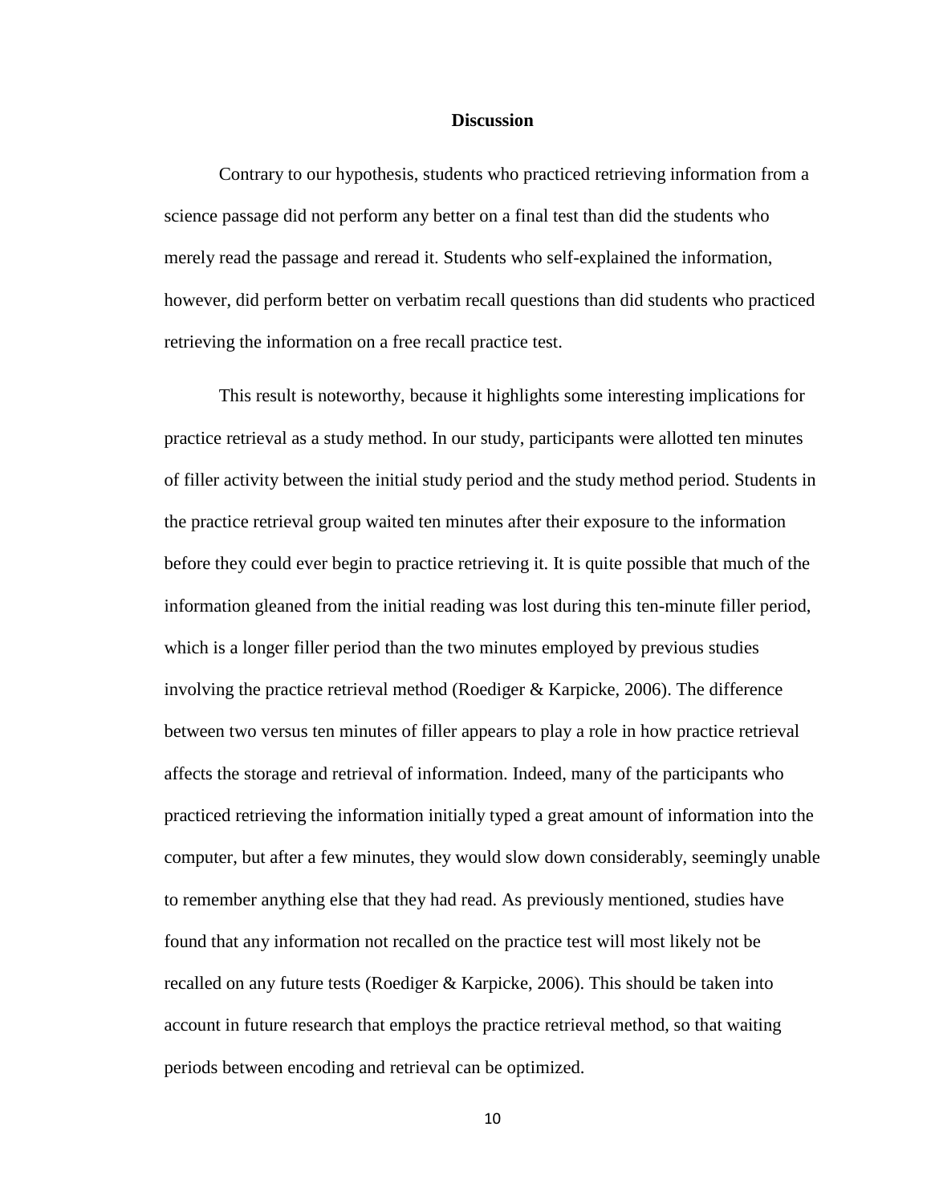## Discussion

Contrary to our hypothesis, students who practiced retrieving information from a science passage did not perform any better on a final test than did the students who merely read the passage and reread it. Students who self-explained the information, however, did perform better on verbatim recall questions than did students who practiced retrieving the information on a free recall practice test.

This result is noteworthy, because it highlights some interesting implications for practice retrieval as a study method. In our study, participants were allotted ten minutes of filler activity between the initial study period and the study method period. Students in the practice retrieval group waited ten minutes after their exposure to the information before they could ever begin to practice retrieving it. It is quite possible that much of the information gleaned from the initial reading was lost during this ten-minute filler period, which is a longer filler period than the two minutes employed by previous studies involving the practice retrieval method (Roediger & Karpicke, 2006). The difference between two versus ten minutes of filler appears to play a role in how practice retrieval affects the storage and retrieval of information. Indeed, many of the participants who practiced retrieving the information initially typed a great amount of information into the computer, but after a few minutes, they would slow down considerably, seemingly unable to remember anything else that they had read. As previously mentioned, studies have found that any information not recalled on the practice test will most likely not be recalled on any future tests (Roediger & Karpicke, 2006). This should be taken into account in future research that employs the practice retrieval method, so that waiting periods between encoding and retrieval can be optimized.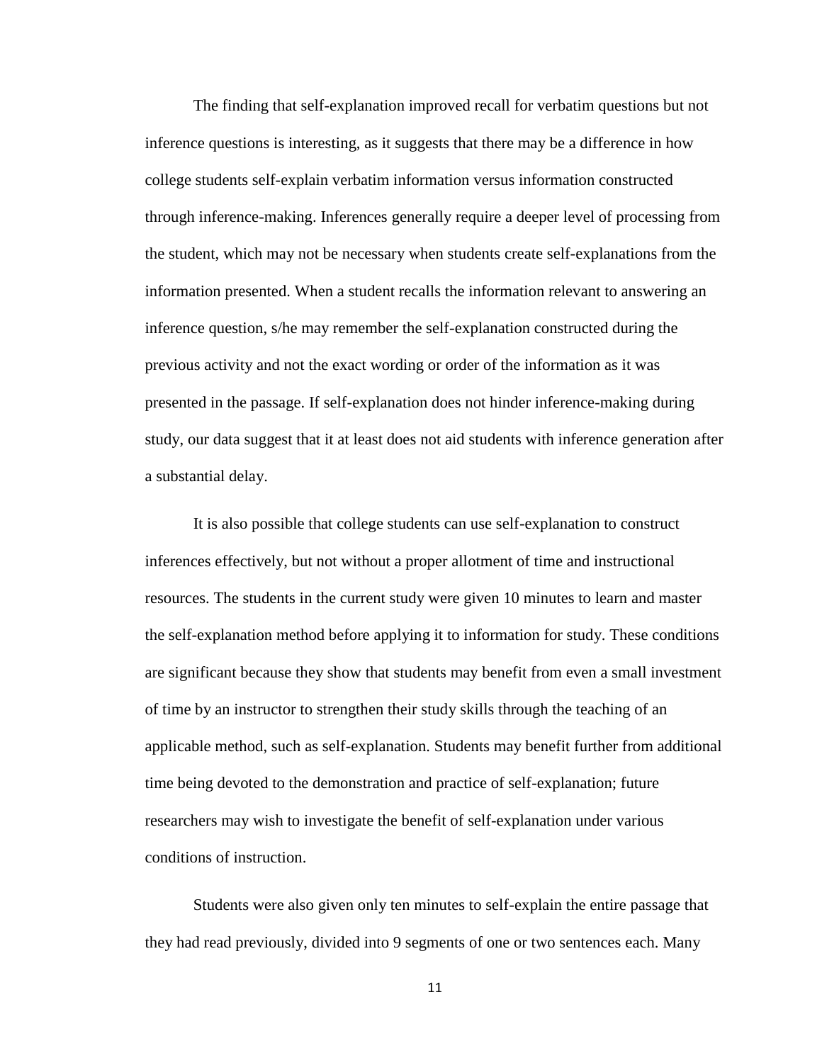The finding that self-explanation improved recall for verbatim questions but not inference questions is interesting, as it suggests that there may be a difference in how college students self-explain verbatim information versus information constructed through inference-making. Inferences generally require a deeper level of processing from the student, which may not be necessary when students create self-explanations from the information presented. When a student recalls the information relevant to answering an inference question, s/he may remember the self-explanation constructed during the previous activity and not the exact wording or order of the information as it was presented in the passage. If self-explanation does not hinder inference-making during study, our data suggest that it at least does not aid students with inference generation after a substantial delay.

It is also possible that college students can use self-explanation to construct inferences effectively, but not without a proper allotment of time and instructional resources. The students in the current study were given 10 minutes to learn and master the self-explanation method before applying it to information for study. These conditions are significant because they show that students may benefit from even a small investment of time by an instructor to strengthen their study skills through the teaching of an applicable method, such as self-explanation. Students may benefit further from additional time being devoted to the demonstration and practice of self-explanation; future researchers may wish to investigate the benefit of self-explanation under various conditions of instruction.

Students were also given only ten minutes to self-explain the entire passage that they had read previously, divided into 9 segments of one or two sentences each. Many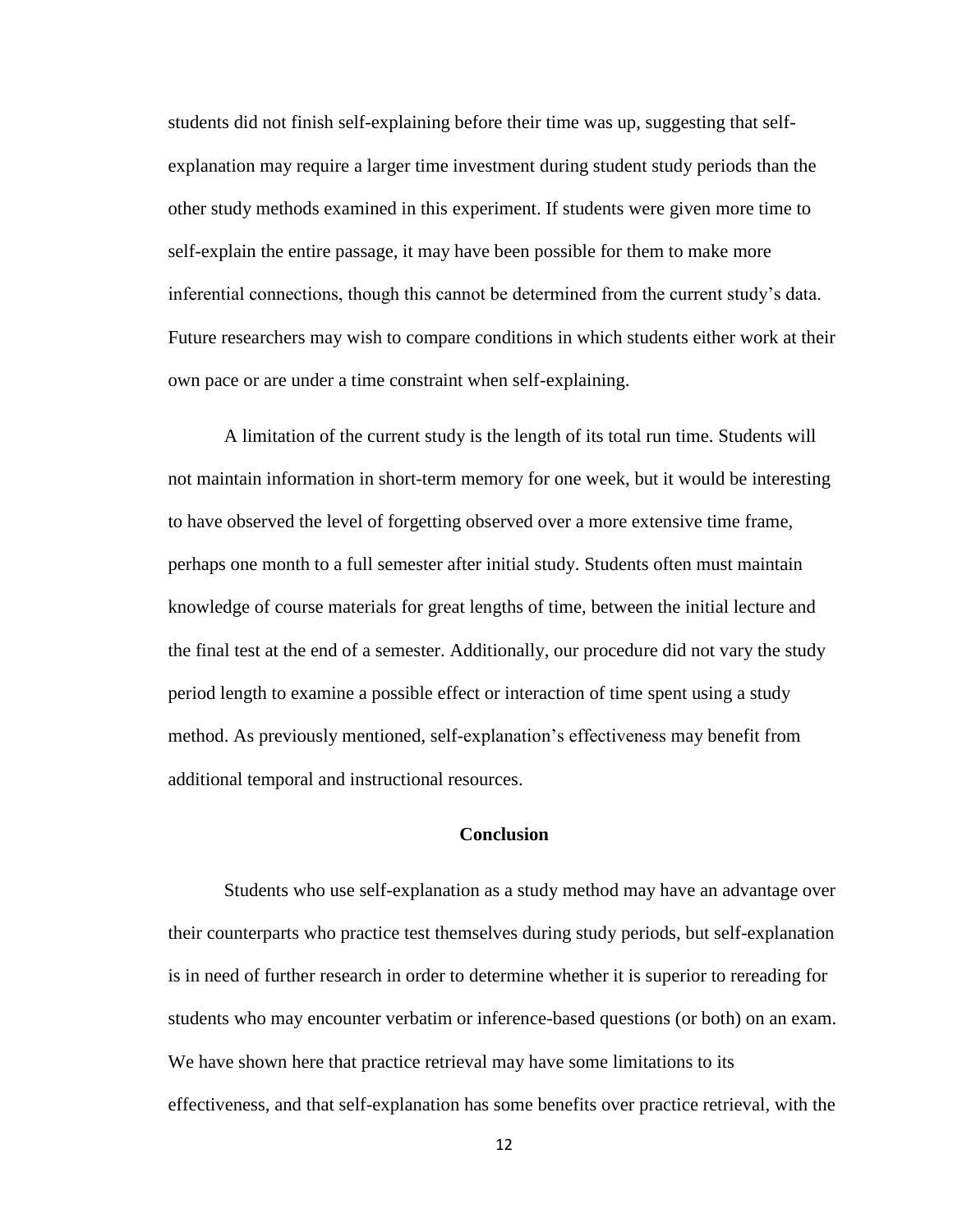students did not finish self-explaining before their time was up, suggesting that self-explanation may require a larger time investment during student study periods than the other study methods examined in this experiment. If students were given more time to self-explain the entire passage, it may have been possible for them to make more inferential connections, though this cannot be determined from the current study's data. Future researchers may wish to compare conditions in which students either work at their own pace or are under a time constraint when self-explaining.

A limitation of the current study is the length of its total run time. Students will not maintain information in short-term memory for one week, but it would be interesting to have observed the level of forgetting observed over a more extensive time frame, perhaps one month to a full semester after initial study. Students often must maintain knowledge of course materials for great lengths of time, between the initial lecture and the final test at the end of a semester. Additionally, our procedure did not vary the study period length to examine a possible effect or interaction of time spent using a study method. As previously mentioned, self-explanation's effectiveness may benefit from additional temporal and instructional resources.

## Conclusion

Students who use self-explanation as a study method may have an advantage over their counterparts who practice test themselves during study periods, but self-explanation is in need of further research in order to determine whether it is superior to rereading for students who may encounter verbatim or inference-based questions (or both) on an exam. We have shown here that practice retrieval may have some limitations to its effectiveness, and that self-explanation has some benefits over practice retrieval, with the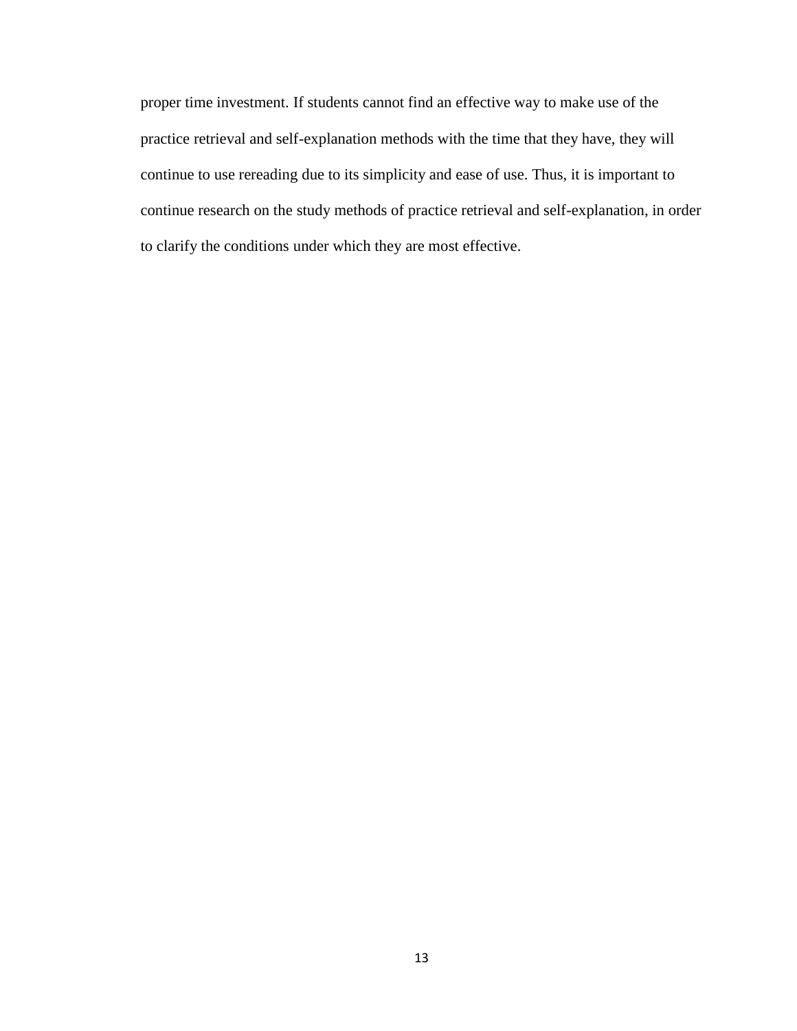proper time investment. If students cannot find an effective way to make use of the practice retrieval and self-explanation methods with the time that they have, they will continue to use rereading due to its simplicity and ease of use. Thus, it is important to continue research on the study methods of practice retrieval and self-explanation, in order to clarify the conditions under which they are most effective.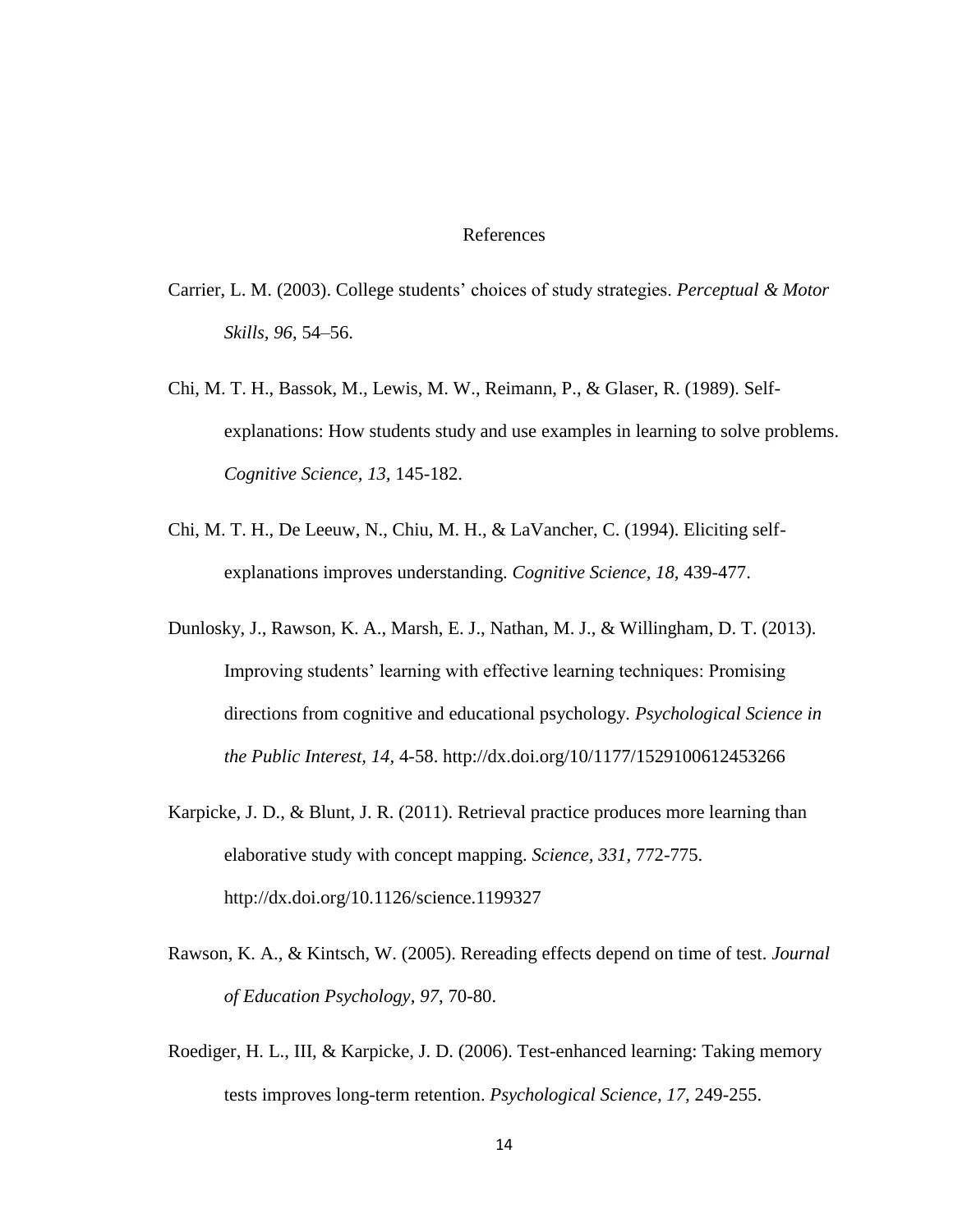# References

Carrier, L. M. (2003). College students' choices of study strategies. *Perceptual & Motor Skills, 96*, 54–56.

Chi, M. T. H., Bassok, M., Lewis, M. W., Reimann, P., & Glaser, R. (1989). Self-explanations: How students study and use examples in learning to solve problems. *Cognitive Science, 13,* 145-182.

Chi, M. T. H., De Leeuw, N., Chiu, M. H., & LaVancher, C. (1994). Eliciting self-explanations improves understanding. *Cognitive Science, 18,* 439-477.

Dunlosky, J., Rawson, K. A., Marsh, E. J., Nathan, M. J., & Willingham, D. T. (2013). Improving students' learning with effective learning techniques: Promising directions from cognitive and educational psychology. *Psychological Science in the Public Interest, 14,* 4-58. http://dx.doi.org/10/1177/1529100612453266

Karpicke, J. D., & Blunt, J. R. (2011). Retrieval practice produces more learning than elaborative study with concept mapping. *Science, 331,* 772-775. http://dx.doi.org/10.1126/science.1199327

Rawson, K. A., & Kintsch, W. (2005). Rereading effects depend on time of test. *Journal of Education Psychology, 97*, 70-80.

Roediger, H. L., III, & Karpicke, J. D. (2006). Test-enhanced learning: Taking memory tests improves long-term retention. *Psychological Science, 17,* 249-255.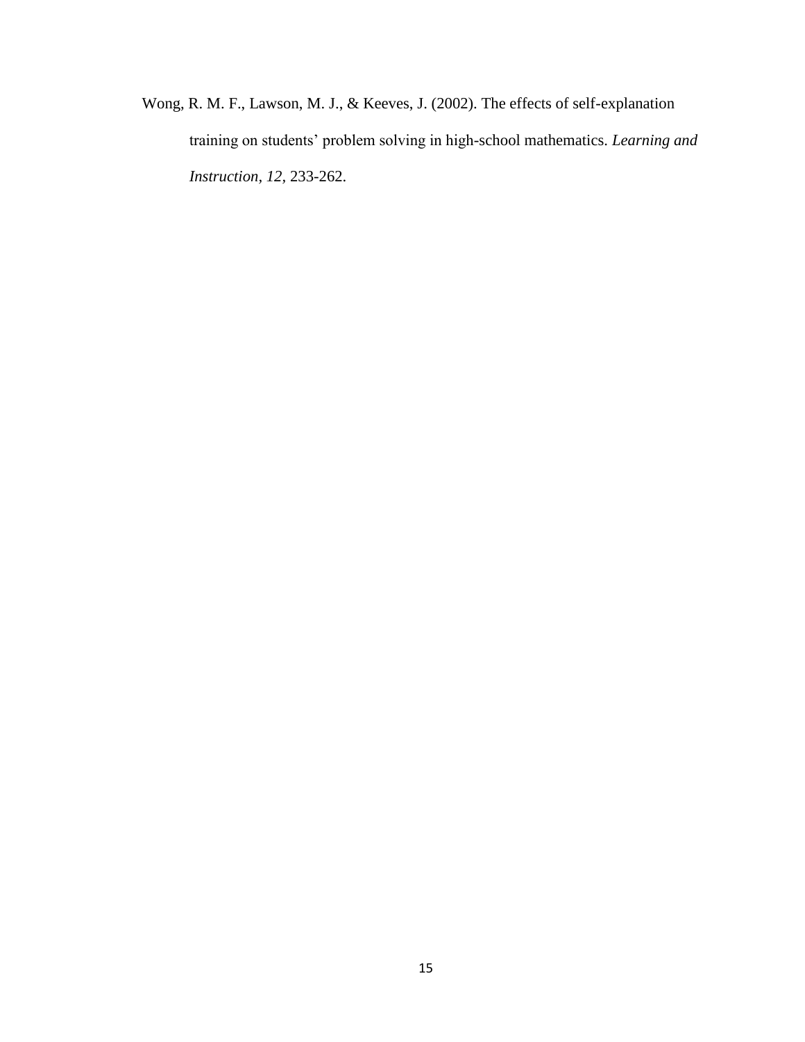Wong, R. M. F., Lawson, M. J., & Keeves, J. (2002). The effects of self-explanation training on students' problem solving in high-school mathematics. *Learning and Instruction, 12*, 233-262.